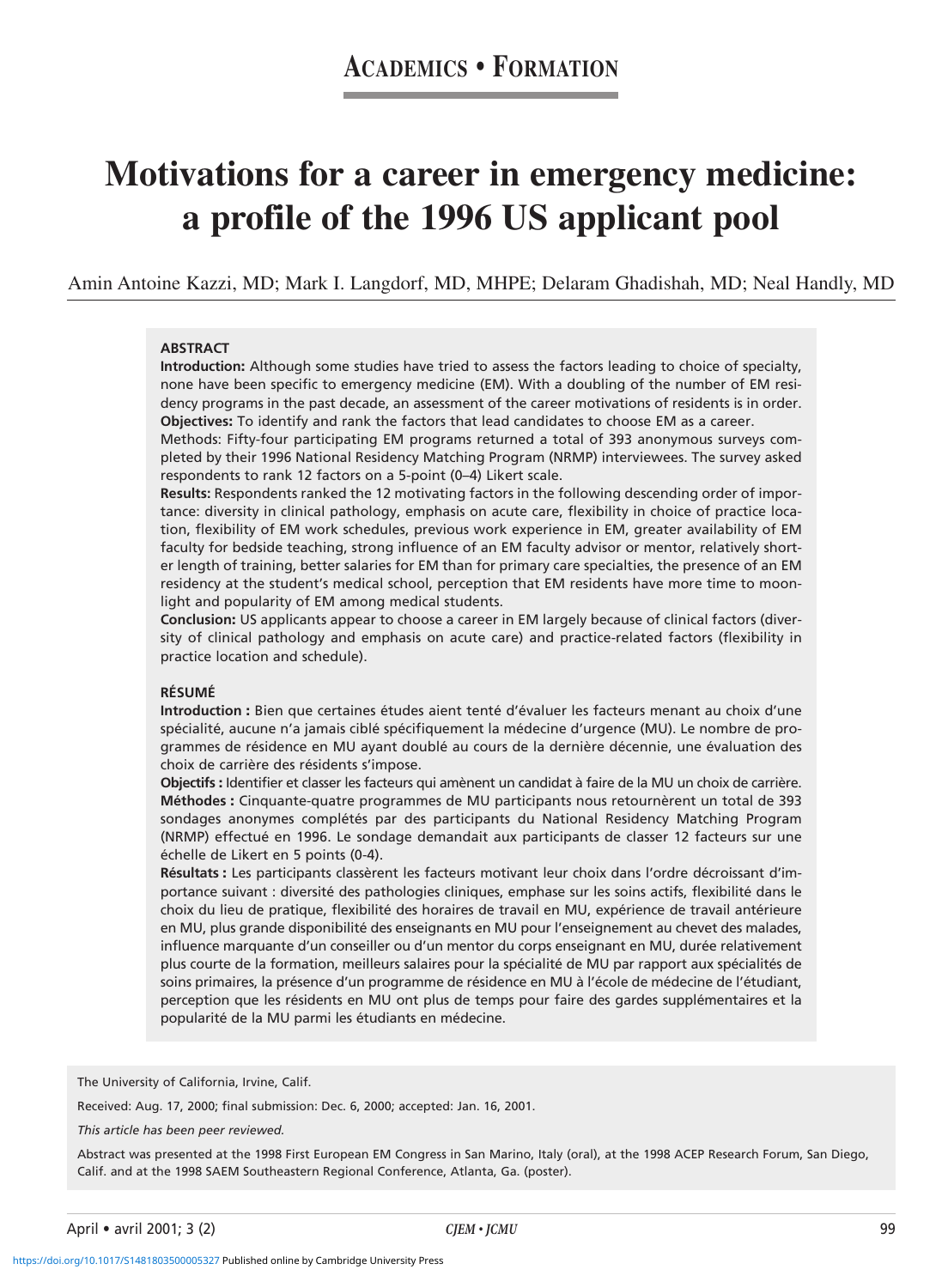# ACADEMICS • FORMATION

# Motivations for a career in emergency medicine: a profile of the 1996 US applicant pool

Amin Antoine Kazzi, MD; Mark I. Langdorf, MD, MHPE; Delaram Ghadishah, MD; Neal Handly, MD

## ABSTRACT

**Introduction:** Although some studies have tried to assess the factors leading to choice of specialty, none have been specific to emergency medicine (EM). With a doubling of the number of EM residency programs in the past decade, an assessment of the career motivations of residents is in order.

**Objectives:** To identify and rank the factors that lead candidates to choose EM as a career.

Methods: Fifty-four participating EM programs returned a total of 393 anonymous surveys completed by their 1996 National Residency Matching Program (NRMP) interviewees. The survey asked respondents to rank 12 factors on a 5-point (0–4) Likert scale.

**Results:** Respondents ranked the 12 motivating factors in the following descending order of importance: diversity in clinical pathology, emphasis on acute care, flexibility in choice of practice location, flexibility of EM work schedules, previous work experience in EM, greater availability of EM faculty for bedside teaching, strong influence of an EM faculty advisor or mentor, relatively shorter length of training, better salaries for EM than for primary care specialties, the presence of an EM residency at the student's medical school, perception that EM residents have more time to moonlight and popularity of EM among medical students.

**Conclusion:** US applicants appear to choose a career in EM largely because of clinical factors (diversity of clinical pathology and emphasis on acute care) and practice-related factors (flexibility in practice location and schedule).

## RÉSUMÉ

**Introduction :** Bien que certaines études aient tenté d'évaluer les facteurs menant au choix d'une spécialité, aucune n'a jamais ciblé spécifiquement la médecine d'urgence (MU). Le nombre de programmes de résidence en MU ayant doublé au cours de la dernière décennie, une évaluation des choix de carrière des résidents s'impose.

**Objectifs :** Identifier et classer les facteurs qui amènent un candidat à faire de la MU un choix de carrière.

**Méthodes :** Cinquante-quatre programmes de MU participants nous retournèrent un total de 393 sondages anonymes complétés par des participants du National Residency Matching Program (NRMP) effectué en 1996. Le sondage demandait aux participants de classer 12 facteurs sur une échelle de Likert en 5 points (0-4).

**Résultats :** Les participants classèrent les facteurs motivant leur choix dans l'ordre décroissant d'importance suivant : diversité des pathologies cliniques, emphase sur les soins actifs, flexibilité dans le choix du lieu de pratique, flexibilité des horaires de travail en MU, expérience de travail antérieure en MU, plus grande disponibilité des enseignants en MU pour l'enseignement au chevet des malades, influence marquante d'un conseiller ou d'un mentor du corps enseignant en MU, durée relativement plus courte de la formation, meilleurs salaires pour la spécialité de MU par rapport aux spécialités de soins primaires, la présence d'un programme de résidence en MU à l'école de médecine de l'étudiant, perception que les résidents en MU ont plus de temps pour faire des gardes supplémentaires et la popularité de la MU parmi les étudiants en médecine.

The University of California, Irvine, Calif.

Received: Aug. 17, 2000; final submission: Dec. 6, 2000; accepted: Jan. 16, 2001.

*This article has been peer reviewed.*

Abstract was presented at the 1998 First European EM Congress in San Marino, Italy (oral), at the 1998 ACEP Research Forum, San Diego, Calif. and at the 1998 SAEM Southeastern Regional Conference, Atlanta, Ga. (poster).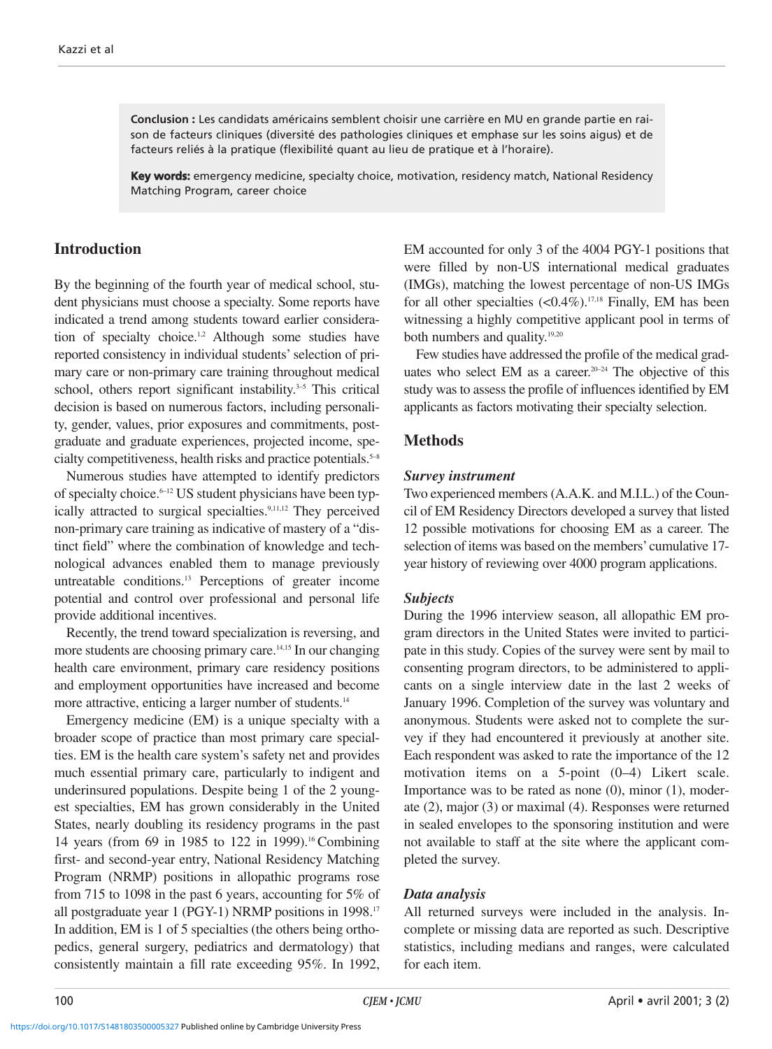**Conclusion :** Les candidats américains semblent choisir une carrière en MU en grande partie en raison de facteurs cliniques (diversité des pathologies cliniques et emphase sur les soins aigus) et de facteurs reliés à la pratique (flexibilité quant au lieu de pratique et à l'horaire).

**Key words:** emergency medicine, specialty choice, motivation, residency match, National Residency Matching Program, career choice

## Introduction

By the beginning of the fourth year of medical school, student physicians must choose a specialty. Some reports have indicated a trend among students toward earlier consideration of specialty choice.[1,2] Although some studies have reported consistency in individual students' selection of primary care or non-primary care training throughout medical school, others report significant instability.[3–5] This critical decision is based on numerous factors, including personality, gender, values, prior exposures and commitments, postgraduate and graduate experiences, projected income, specialty competitiveness, health risks and practice potentials.[5–8]

Numerous studies have attempted to identify predictors of specialty choice.[6–12] US student physicians have been typically attracted to surgical specialties.[9,11,12] They perceived non-primary care training as indicative of mastery of a "distinct field" where the combination of knowledge and technological advances enabled them to manage previously untreatable conditions.[13] Perceptions of greater income potential and control over professional and personal life provide additional incentives.

Recently, the trend toward specialization is reversing, and more students are choosing primary care.[14,15] In our changing health care environment, primary care residency positions and employment opportunities have increased and become more attractive, enticing a larger number of students.[14]

Emergency medicine (EM) is a unique specialty with a broader scope of practice than most primary care specialties. EM is the health care system's safety net and provides much essential primary care, particularly to indigent and underinsured populations. Despite being 1 of the 2 youngest specialties, EM has grown considerably in the United States, nearly doubling its residency programs in the past 14 years (from 69 in 1985 to 122 in 1999).[16] Combining first- and second-year entry, National Residency Matching Program (NRMP) positions in allopathic programs rose from 715 to 1098 in the past 6 years, accounting for 5% of all postgraduate year 1 (PGY-1) NRMP positions in 1998.[17] In addition, EM is 1 of 5 specialties (the others being orthopedics, general surgery, pediatrics and dermatology) that consistently maintain a fill rate exceeding 95%. In 1992, EM accounted for only 3 of the 4004 PGY-1 positions that were filled by non-US international medical graduates (IMGs), matching the lowest percentage of non-US IMGs for all other specialties (<0.4%).[17,18] Finally, EM has been witnessing a highly competitive applicant pool in terms of both numbers and quality.[19,20]

Few studies have addressed the profile of the medical graduates who select EM as a career.[20–24] The objective of this study was to assess the profile of influences identified by EM applicants as factors motivating their specialty selection.

## Methods

### *Survey instrument*

Two experienced members (A.A.K. and M.I.L.) of the Council of EM Residency Directors developed a survey that listed 12 possible motivations for choosing EM as a career. The selection of items was based on the members' cumulative 17-year history of reviewing over 4000 program applications.

### *Subjects*

During the 1996 interview season, all allopathic EM program directors in the United States were invited to participate in this study. Copies of the survey were sent by mail to consenting program directors, to be administered to applicants on a single interview date in the last 2 weeks of January 1996. Completion of the survey was voluntary and anonymous. Students were asked not to complete the survey if they had encountered it previously at another site. Each respondent was asked to rate the importance of the 12 motivation items on a 5-point (0–4) Likert scale. Importance was to be rated as none (0), minor (1), moderate (2), major (3) or maximal (4). Responses were returned in sealed envelopes to the sponsoring institution and were not available to staff at the site where the applicant completed the survey.

### *Data analysis*

All returned surveys were included in the analysis. Incomplete or missing data are reported as such. Descriptive statistics, including medians and ranges, were calculated for each item.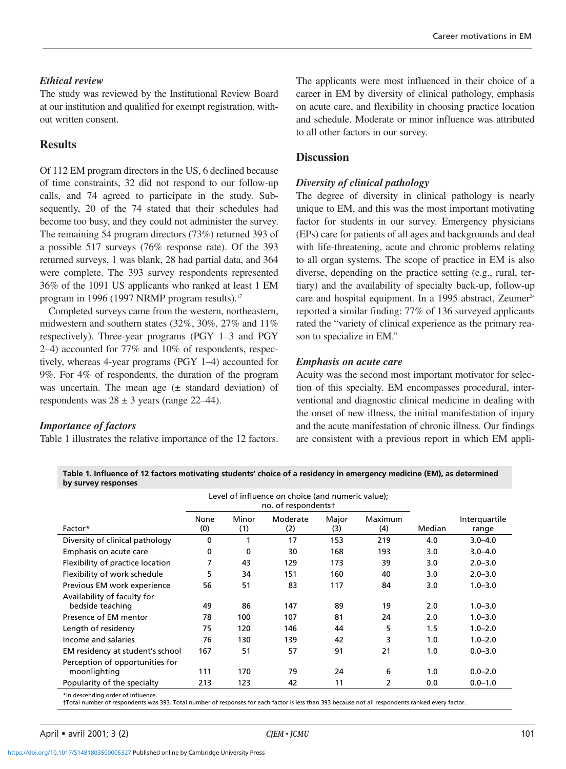### Ethical review

The study was reviewed by the Institutional Review Board at our institution and qualified for exempt registration, without written consent.

## Results

Of 112 EM program directors in the US, 6 declined because of time constraints, 32 did not respond to our follow-up calls, and 74 agreed to participate in the study. Subsequently, 20 of the 74 stated that their schedules had become too busy, and they could not administer the survey. The remaining 54 program directors (73%) returned 393 of a possible 517 surveys (76% response rate). Of the 393 returned surveys, 1 was blank, 28 had partial data, and 364 were complete. The 393 survey respondents represented 36% of the 1091 US applicants who ranked at least 1 EM program in 1996 (1997 NRMP program results).[17]

Completed surveys came from the western, northeastern, midwestern and southern states (32%, 30%, 27% and 11% respectively). Three-year programs (PGY 1–3 and PGY 2–4) accounted for 77% and 10% of respondents, respectively, whereas 4-year programs (PGY 1–4) accounted for 9%. For 4% of respondents, the duration of the program was uncertain. The mean age (± standard deviation) of respondents was 28 ± 3 years (range 22–44).

### Importance of factors

Table 1 illustrates the relative importance of the 12 factors. The applicants were most influenced in their choice of a career in EM by diversity of clinical pathology, emphasis on acute care, and flexibility in choosing practice location and schedule. Moderate or minor influence was attributed to all other factors in our survey.

**Table 1. Influence of 12 factors motivating students' choice of a residency in emergency medicine (EM), as determined by survey responses**

| | Level of influence on choice (and numeric value); no. of respondents† | | | | | | |
|---|---|---|---|---|---|---|---|
| Factor* | None (0) | Minor (1) | Moderate (2) | Major (3) | Maximum (4) | Median | Interquartile range |
| Diversity of clinical pathology | 0 | 1 | 17 | 153 | 219 | 4.0 | 3.0–4.0 |
| Emphasis on acute care | 0 | 0 | 30 | 168 | 193 | 3.0 | 3.0–4.0 |
| Flexibility of practice location | 7 | 43 | 129 | 173 | 39 | 3.0 | 2.0–3.0 |
| Flexibility of work schedule | 5 | 34 | 151 | 160 | 40 | 3.0 | 2.0–3.0 |
| Previous EM work experience | 56 | 51 | 83 | 117 | 84 | 3.0 | 1.0–3.0 |
| Availability of faculty for bedside teaching | 49 | 86 | 147 | 89 | 19 | 2.0 | 1.0–3.0 |
| Presence of EM mentor | 78 | 100 | 107 | 81 | 24 | 2.0 | 1.0–3.0 |
| Length of residency | 75 | 120 | 146 | 44 | 5 | 1.5 | 1.0–2.0 |
| Income and salaries | 76 | 130 | 139 | 42 | 3 | 1.0 | 1.0–2.0 |
| EM residency at student's school | 167 | 51 | 57 | 91 | 21 | 1.0 | 0.0–3.0 |
| Perception of opportunities for moonlighting | 111 | 170 | 79 | 24 | 6 | 1.0 | 0.0–2.0 |
| Popularity of the specialty | 213 | 123 | 42 | 11 | 2 | 0.0 | 0.0–1.0 |

*In descending order of influence.
†Total number of respondents was 393. Total number of responses for each factor is less than 393 because not all respondents ranked every factor.

## Discussion

### Diversity of clinical pathology

The degree of diversity in clinical pathology is nearly unique to EM, and this was the most important motivating factor for students in our survey. Emergency physicians (EPs) care for patients of all ages and backgrounds and deal with life-threatening, acute and chronic problems relating to all organ systems. The scope of practice in EM is also diverse, depending on the practice setting (e.g., rural, tertiary) and the availability of specialty back-up, follow-up care and hospital equipment. In a 1995 abstract, Zeumer[24] reported a similar finding: 77% of 136 surveyed applicants rated the "variety of clinical experience as the primary reason to specialize in EM."

### Emphasis on acute care

Acuity was the second most important motivator for selection of this specialty. EM encompasses procedural, interventional and diagnostic clinical medicine in dealing with the onset of new illness, the initial manifestation of injury and the acute manifestation of chronic illness. Our findings are consistent with a previous report in which EM appli-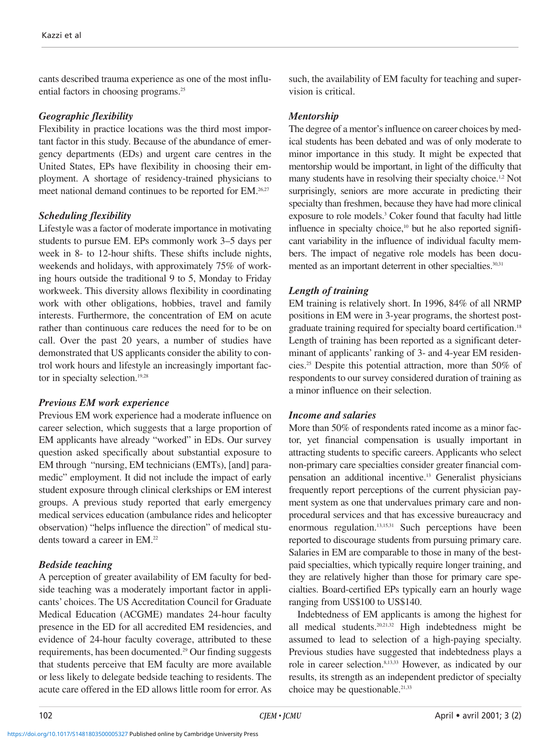cants described trauma experience as one of the most influential factors in choosing programs.[25]

### *Geographic flexibility*

Flexibility in practice locations was the third most important factor in this study. Because of the abundance of emergency departments (EDs) and urgent care centres in the United States, EPs have flexibility in choosing their employment. A shortage of residency-trained physicians to meet national demand continues to be reported for EM.[26,27]

### *Scheduling flexibility*

Lifestyle was a factor of moderate importance in motivating students to pursue EM. EPs commonly work 3–5 days per week in 8- to 12-hour shifts. These shifts include nights, weekends and holidays, with approximately 75% of working hours outside the traditional 9 to 5, Monday to Friday workweek. This diversity allows flexibility in coordinating work with other obligations, hobbies, travel and family interests. Furthermore, the concentration of EM on acute rather than continuous care reduces the need for to be on call. Over the past 20 years, a number of studies have demonstrated that US applicants consider the ability to control work hours and lifestyle an increasingly important factor in specialty selection.[19,28]

### *Previous EM work experience*

Previous EM work experience had a moderate influence on career selection, which suggests that a large proportion of EM applicants have already "worked" in EDs. Our survey question asked specifically about substantial exposure to EM through "nursing, EM technicians (EMTs), [and] paramedic" employment. It did not include the impact of early student exposure through clinical clerkships or EM interest groups. A previous study reported that early emergency medical services education (ambulance rides and helicopter observation) "helps influence the direction" of medical students toward a career in EM.[22]

### *Bedside teaching*

A perception of greater availability of EM faculty for bedside teaching was a moderately important factor in applicants' choices. The US Accreditation Council for Graduate Medical Education (ACGME) mandates 24-hour faculty presence in the ED for all accredited EM residencies, and evidence of 24-hour faculty coverage, attributed to these requirements, has been documented.[29] Our finding suggests that students perceive that EM faculty are more available or less likely to delegate bedside teaching to residents. The acute care offered in the ED allows little room for error. As such, the availability of EM faculty for teaching and supervision is critical.

### *Mentorship*

The degree of a mentor's influence on career choices by medical students has been debated and was of only moderate to minor importance in this study. It might be expected that mentorship would be important, in light of the difficulty that many students have in resolving their specialty choice.[1,2] Not surprisingly, seniors are more accurate in predicting their specialty than freshmen, because they have had more clinical exposure to role models.[3] Coker found that faculty had little influence in specialty choice,[10] but he also reported significant variability in the influence of individual faculty members. The impact of negative role models has been documented as an important deterrent in other specialties.[30,31]

### *Length of training*

EM training is relatively short. In 1996, 84% of all NRMP positions in EM were in 3-year programs, the shortest postgraduate training required for specialty board certification.[18] Length of training has been reported as a significant determinant of applicants' ranking of 3- and 4-year EM residencies.[25] Despite this potential attraction, more than 50% of respondents to our survey considered duration of training as a minor influence on their selection.

### *Income and salaries*

More than 50% of respondents rated income as a minor factor, yet financial compensation is usually important in attracting students to specific careers. Applicants who select non-primary care specialties consider greater financial compensation an additional incentive.[13] Generalist physicians frequently report perceptions of the current physician payment system as one that undervalues primary care and nonprocedural services and that has excessive bureaucracy and enormous regulation.[13,15,31] Such perceptions have been reported to discourage students from pursuing primary care. Salaries in EM are comparable to those in many of the best-paid specialties, which typically require longer training, and they are relatively higher than those for primary care specialties. Board-certified EPs typically earn an hourly wage ranging from US$100 to US$140.

Indebtedness of EM applicants is among the highest for all medical students.[20,21,32] High indebtedness might be assumed to lead to selection of a high-paying specialty. Previous studies have suggested that indebtedness plays a role in career selection.[8,13,33] However, as indicated by our results, its strength as an independent predictor of specialty choice may be questionable.[21,33]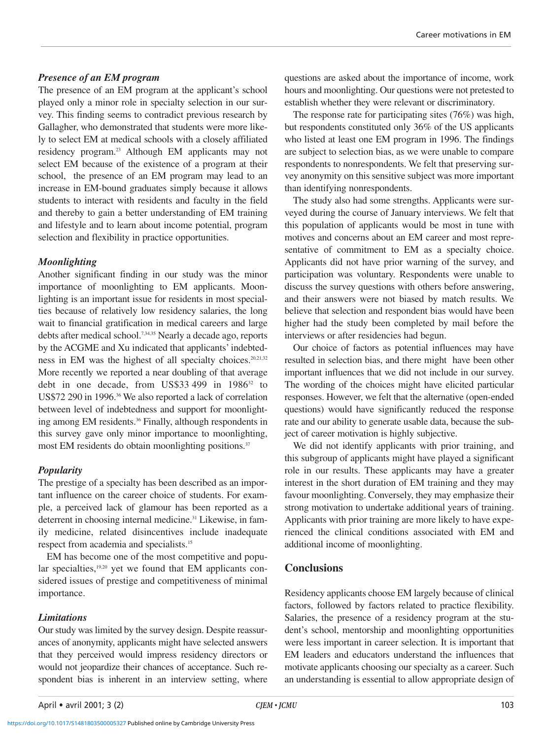### *Presence of an EM program*

The presence of an EM program at the applicant's school played only a minor role in specialty selection in our survey. This finding seems to contradict previous research by Gallagher, who demonstrated that students were more likely to select EM at medical schools with a closely affiliated residency program.[23] Although EM applicants may not select EM because of the existence of a program at their school, the presence of an EM program may lead to an increase in EM-bound graduates simply because it allows students to interact with residents and faculty in the field and thereby to gain a better understanding of EM training and lifestyle and to learn about income potential, program selection and flexibility in practice opportunities.

### *Moonlighting*

Another significant finding in our study was the minor importance of moonlighting to EM applicants. Moonlighting is an important issue for residents in most specialties because of relatively low residency salaries, the long wait to financial gratification in medical careers and large debts after medical school.[7,34,35] Nearly a decade ago, reports by the ACGME and Xu indicated that applicants' indebtedness in EM was the highest of all specialty choices.[20,21,32] More recently we reported a near doubling of that average debt in one decade, from US$33 499 in 1986[32] to US$72 290 in 1996.[36] We also reported a lack of correlation between level of indebtedness and support for moonlighting among EM residents.[36] Finally, although respondents in this survey gave only minor importance to moonlighting, most EM residents do obtain moonlighting positions.[37]

### *Popularity*

The prestige of a specialty has been described as an important influence on the career choice of students. For example, a perceived lack of glamour has been reported as a deterrent in choosing internal medicine.[31] Likewise, in family medicine, related disincentives include inadequate respect from academia and specialists.[15]

EM has become one of the most competitive and popular specialties,[19,20] yet we found that EM applicants considered issues of prestige and competitiveness of minimal importance.

### *Limitations*

Our study was limited by the survey design. Despite reassurances of anonymity, applicants might have selected answers that they perceived would impress residency directors or would not jeopardize their chances of acceptance. Such respondent bias is inherent in an interview setting, where questions are asked about the importance of income, work hours and moonlighting. Our questions were not pretested to establish whether they were relevant or discriminatory.

The response rate for participating sites (76%) was high, but respondents constituted only 36% of the US applicants who listed at least one EM program in 1996. The findings are subject to selection bias, as we were unable to compare respondents to nonrespondents. We felt that preserving survey anonymity on this sensitive subject was more important than identifying nonrespondents.

The study also had some strengths. Applicants were surveyed during the course of January interviews. We felt that this population of applicants would be most in tune with motives and concerns about an EM career and most representative of commitment to EM as a specialty choice. Applicants did not have prior warning of the survey, and participation was voluntary. Respondents were unable to discuss the survey questions with others before answering, and their answers were not biased by match results. We believe that selection and respondent bias would have been higher had the study been completed by mail before the interviews or after residencies had begun.

Our choice of factors as potential influences may have resulted in selection bias, and there might have been other important influences that we did not include in our survey. The wording of the choices might have elicited particular responses. However, we felt that the alternative (open-ended questions) would have significantly reduced the response rate and our ability to generate usable data, because the subject of career motivation is highly subjective.

We did not identify applicants with prior training, and this subgroup of applicants might have played a significant role in our results. These applicants may have a greater interest in the short duration of EM training and they may favour moonlighting. Conversely, they may emphasize their strong motivation to undertake additional years of training. Applicants with prior training are more likely to have experienced the clinical conditions associated with EM and additional income of moonlighting.

## Conclusions

Residency applicants choose EM largely because of clinical factors, followed by factors related to practice flexibility. Salaries, the presence of a residency program at the student's school, mentorship and moonlighting opportunities were less important in career selection. It is important that EM leaders and educators understand the influences that motivate applicants choosing our specialty as a career. Such an understanding is essential to allow appropriate design of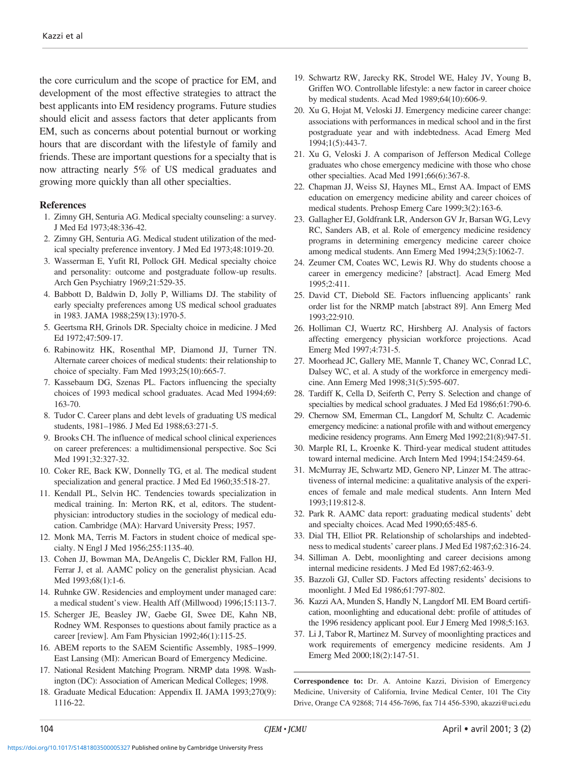the core curriculum and the scope of practice for EM, and development of the most effective strategies to attract the best applicants into EM residency programs. Future studies should elicit and assess factors that deter applicants from EM, such as concerns about potential burnout or working hours that are discordant with the lifestyle of family and friends. These are important questions for a specialty that is now attracting nearly 5% of US medical graduates and growing more quickly than all other specialties.

## References

1. Zimny GH, Senturia AG. Medical specialty counseling: a survey. J Med Ed 1973;48:336-42.
2. Zimny GH, Senturia AG. Medical student utilization of the medical specialty preference inventory. J Med Ed 1973;48:1019-20.
3. Wasserman E, Yufit RI, Pollock GH. Medical specialty choice and personality: outcome and postgraduate follow-up results. Arch Gen Psychiatry 1969;21:529-35.
4. Babbott D, Baldwin D, Jolly P, Williams DJ. The stability of early specialty preferences among US medical school graduates in 1983. JAMA 1988;259(13):1970-5.
5. Geertsma RH, Grinols DR. Specialty choice in medicine. J Med Ed 1972;47:509-17.
6. Rabinowitz HK, Rosenthal MP, Diamond JJ, Turner TN. Alternate career choices of medical students: their relationship to choice of specialty. Fam Med 1993;25(10):665-7.
7. Kassebaum DG, Szenas PL. Factors influencing the specialty choices of 1993 medical school graduates. Acad Med 1994;69:163-70.
8. Tudor C. Career plans and debt levels of graduating US medical students, 1981–1986. J Med Ed 1988;63:271-5.
9. Brooks CH. The influence of medical school clinical experiences on career preferences: a multidimensional perspective. Soc Sci Med 1991;32:327-32.
10. Coker RE, Back KW, Donnelly TG, et al. The medical student specialization and general practice. J Med Ed 1960;35:518-27.
11. Kendall PL, Selvin HC. Tendencies towards specialization in medical training. In: Merton RK, et al, editors. The student-physician: introductory studies in the sociology of medical education. Cambridge (MA): Harvard University Press; 1957.
12. Monk MA, Terris M. Factors in student choice of medical specialty. N Engl J Med 1956;255:1135-40.
13. Cohen JJ, Bowman MA, DeAngelis C, Dickler RM, Fallon HJ, Ferrar J, et al. AAMC policy on the generalist physician. Acad Med 1993;68(1):1-6.
14. Ruhnke GW. Residencies and employment under managed care: a medical student's view. Health Aff (Millwood) 1996;15:113-7.
15. Scherger JE, Beasley JW, Gaebe GI, Swee DE, Kahn NB, Rodney WM. Responses to questions about family practice as a career [review]. Am Fam Physician 1992;46(1):115-25.
16. ABEM reports to the SAEM Scientific Assembly, 1985–1999. East Lansing (MI): American Board of Emergency Medicine.
17. National Resident Matching Program. NRMP data 1998. Washington (DC): Association of American Medical Colleges; 1998.
18. Graduate Medical Education: Appendix II. JAMA 1993;270(9):1116-22.
19. Schwartz RW, Jarecky RK, Strodel WE, Haley JV, Young B, Griffen WO. Controllable lifestyle: a new factor in career choice by medical students. Acad Med 1989;64(10):606-9.
20. Xu G, Hojat M, Veloski JJ. Emergency medicine career change: associations with performances in medical school and in the first postgraduate year and with indebtedness. Acad Emerg Med 1994;1(5):443-7.
21. Xu G, Veloski J. A comparison of Jefferson Medical College graduates who chose emergency medicine with those who chose other specialties. Acad Med 1991;66(6):367-8.
22. Chapman JJ, Weiss SJ, Haynes ML, Ernst AA. Impact of EMS education on emergency medicine ability and career choices of medical students. Prehosp Emerg Care 1999;3(2):163-6.
23. Gallagher EJ, Goldfrank LR, Anderson GV Jr, Barsan WG, Levy RC, Sanders AB, et al. Role of emergency medicine residency programs in determining emergency medicine career choice among medical students. Ann Emerg Med 1994;23(5):1062-7.
24. Zeumer CM, Coates WC, Lewis RJ. Why do students choose a career in emergency medicine? [abstract]. Acad Emerg Med 1995;2:411.
25. David CT, Diebold SE. Factors influencing applicants' rank order list for the NRMP match [abstract 89]. Ann Emerg Med 1993;22:910.
26. Holliman CJ, Wuertz RC, Hirshberg AJ. Analysis of factors affecting emergency physician workforce projections. Acad Emerg Med 1997;4:731-5.
27. Moorhead JC, Gallery ME, Mannle T, Chaney WC, Conrad LC, Dalsey WC, et al. A study of the workforce in emergency medicine. Ann Emerg Med 1998;31(5):595-607.
28. Tardiff K, Cella D, Seiferth C, Perry S. Selection and change of specialties by medical school graduates. J Med Ed 1986;61:790-6.
29. Chernow SM, Emerman CL, Langdorf M, Schultz C. Academic emergency medicine: a national profile with and without emergency medicine residency programs. Ann Emerg Med 1992;21(8):947-51.
30. Marple RI, L, Kroenke K. Third-year medical student attitudes toward internal medicine. Arch Intern Med 1994;154:2459-64.
31. McMurray JE, Schwartz MD, Genero NP, Linzer M. The attractiveness of internal medicine: a qualitative analysis of the experiences of female and male medical students. Ann Intern Med 1993;119:812-8.
32. Park R. AAMC data report: graduating medical students' debt and specialty choices. Acad Med 1990;65:485-6.
33. Dial TH, Elliot PR. Relationship of scholarships and indebtedness to medical students' career plans. J Med Ed 1987;62:316-24.
34. Silliman A. Debt, moonlighting and career decisions among internal medicine residents. J Med Ed 1987;62:463-9.
35. Bazzoli GJ, Culler SD. Factors affecting residents' decisions to moonlight. J Med Ed 1986;61:797-802.
36. Kazzi AA, Munden S, Handly N, Langdorf MI. EM Board certification, moonlighting and educational debt: profile of attitudes of the 1996 residency applicant pool. Eur J Emerg Med 1998;5:163.
37. Li J, Tabor R, Martinez M. Survey of moonlighting practices and work requirements of emergency medicine residents. Am J Emerg Med 2000;18(2):147-51.

**Correspondence to:** Dr. A. Antoine Kazzi, Division of Emergency Medicine, University of California, Irvine Medical Center, 101 The City Drive, Orange CA 92868; 714 456-7696, fax 714 456-5390, akazzi@uci.edu